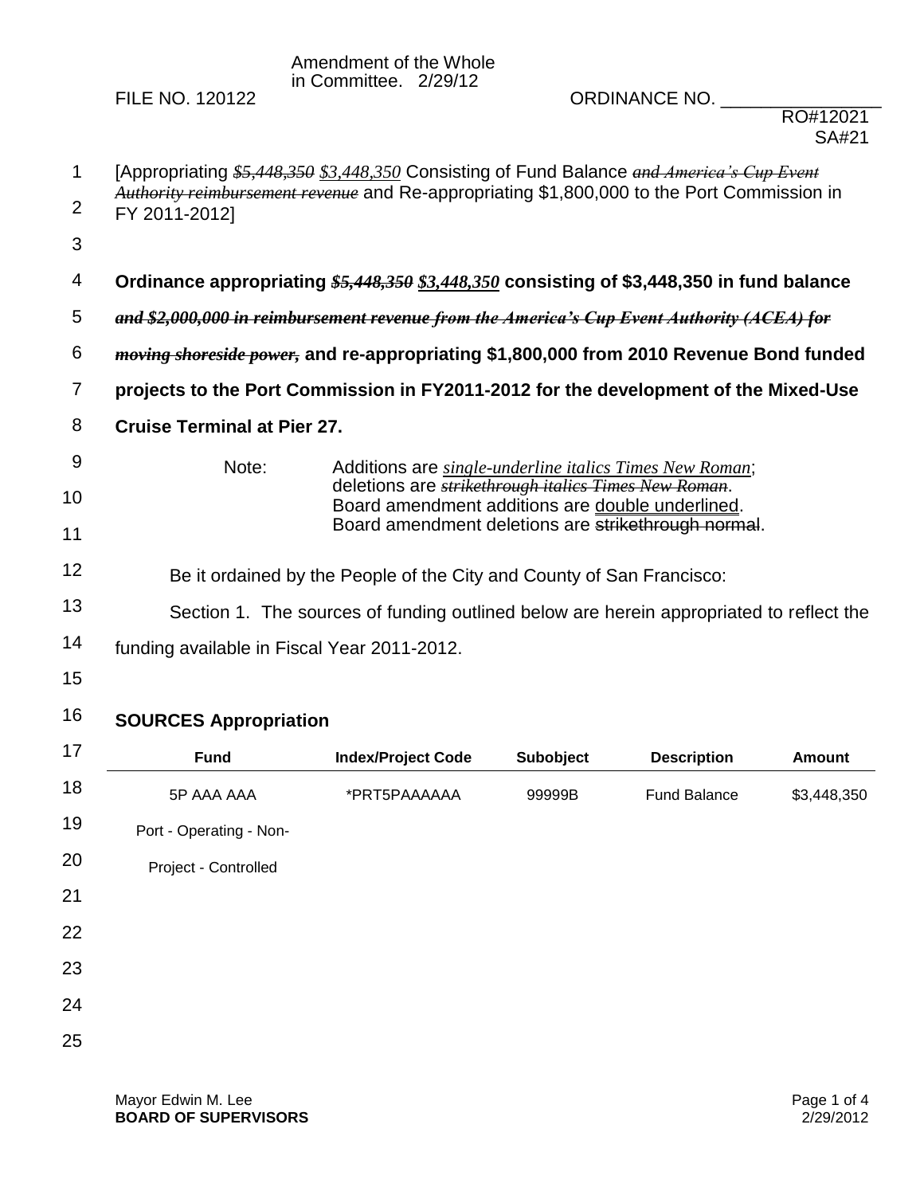Amendment of the Whole in Committee. 2/29/12

FILE NO. 120122 ORDINANCE NO. _______________

RO#12021
SA#21

[Appropriating ~~*$5,448,350*~~ *<u>$3,448,350</u>* Consisting of Fund Balance ~~*and America's Cup Event Authority reimbursement revenue*~~ and Re-appropriating $1,800,000 to the Port Commission in FY 2011-2012]

**Ordinance appropriating ~~*$5,448,350*~~ *<u>$3,448,350</u>* consisting of $3,448,350 in fund balance ~~*and $2,000,000 in reimbursement revenue from the America's Cup Event Authority (ACEA) for moving shoreside power,*~~ and re-appropriating $1,800,000 from 2010 Revenue Bond funded projects to the Port Commission in FY2011-2012 for the development of the Mixed-Use Cruise Terminal at Pier 27.**

Note: Additions are *<u>single-underline italics Times New Roman</u>*; deletions are ~~*strikethrough italics Times New Roman*~~. Board amendment additions are <u>double underlined</u>. Board amendment deletions are ~~strikethrough normal~~.

Be it ordained by the People of the City and County of San Francisco:

Section 1. The sources of funding outlined below are herein appropriated to reflect the funding available in Fiscal Year 2011-2012.

**SOURCES Appropriation**

| Fund | Index/Project Code | Subobject | Description | Amount |
|---|---|---|---|---|
| 5P AAA AAA Port - Operating - Non-Project - Controlled | *PRT5PAAAAAA | 99999B | Fund Balance | $3,448,350 |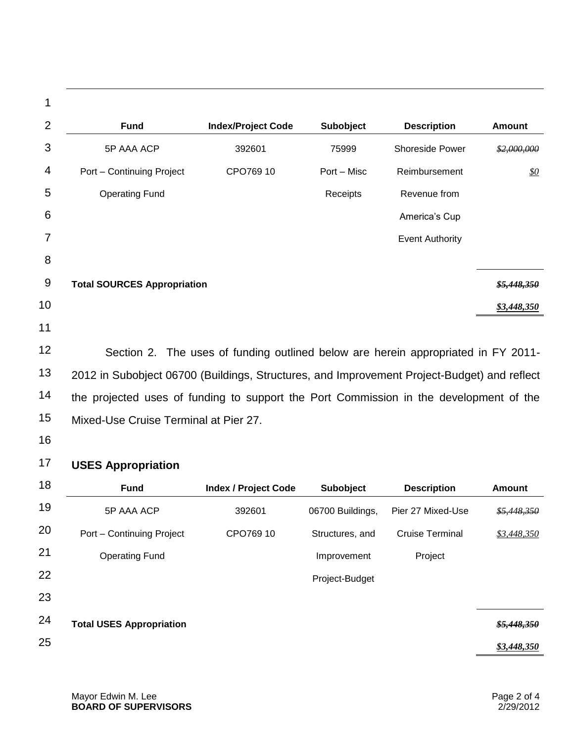| Fund | Index/Project Code | Subobject | Description | Amount |
|---|---|---|---|---|
| 5P AAA ACP Port – Continuing Project Operating Fund | 392601 CPO769 10 | 75999 Port – Misc Receipts | Shoreside Power Reimbursement Revenue from America's Cup Event Authority | ~~*$2,000,000*~~ <u>*$0*</u> |

**Total SOURCES Appropriation** ~~***$5,448,350***~~ <u>***$3,448,350***</u>

Section 2. The uses of funding outlined below are herein appropriated in FY 2011-2012 in Subobject 06700 (Buildings, Structures, and Improvement Project-Budget) and reflect the projected uses of funding to support the Port Commission in the development of the Mixed-Use Cruise Terminal at Pier 27.

## USES Appropriation

| Fund | Index / Project Code | Subobject | Description | Amount |
|---|---|---|---|---|
| 5P AAA ACP Port – Continuing Project Operating Fund | 392601 CPO769 10 | 06700 Buildings, Structures, and Improvement Project-Budget | Pier 27 Mixed-Use Cruise Terminal Project | ~~*$5,448,350*~~ <u>*$3,448,350*</u> |

**Total USES Appropriation** ~~***$5,448,350***~~ <u>***$3,448,350***</u>

Mayor Edwin M. Lee
**BOARD OF SUPERVISORS**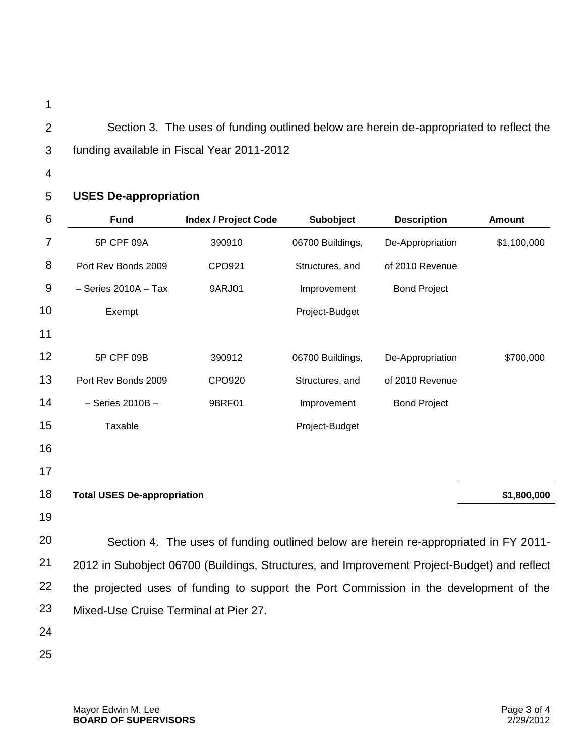Section 3. The uses of funding outlined below are herein de-appropriated to reflect the funding available in Fiscal Year 2011-2012

**USES De-appropriation**

| Fund | Index / Project Code | Subobject | Description | Amount |
|---|---|---|---|---|
| 5P CPF 09A Port Rev Bonds 2009 – Series 2010A – Tax Exempt | 390910 CPO921 9ARJ01 | 06700 Buildings, Structures, and Improvement Project-Budget | De-Appropriation of 2010 Revenue Bond Project | $1,100,000 |
| 5P CPF 09B Port Rev Bonds 2009 – Series 2010B – Taxable | 390912 CPO920 9BRF01 | 06700 Buildings, Structures, and Improvement Project-Budget | De-Appropriation of 2010 Revenue Bond Project | $700,000 |
| **Total USES De-appropriation** | | | | **$1,800,000** |

Section 4. The uses of funding outlined below are herein re-appropriated in FY 2011-2012 in Subobject 06700 (Buildings, Structures, and Improvement Project-Budget) and reflect the projected uses of funding to support the Port Commission in the development of the Mixed-Use Cruise Terminal at Pier 27.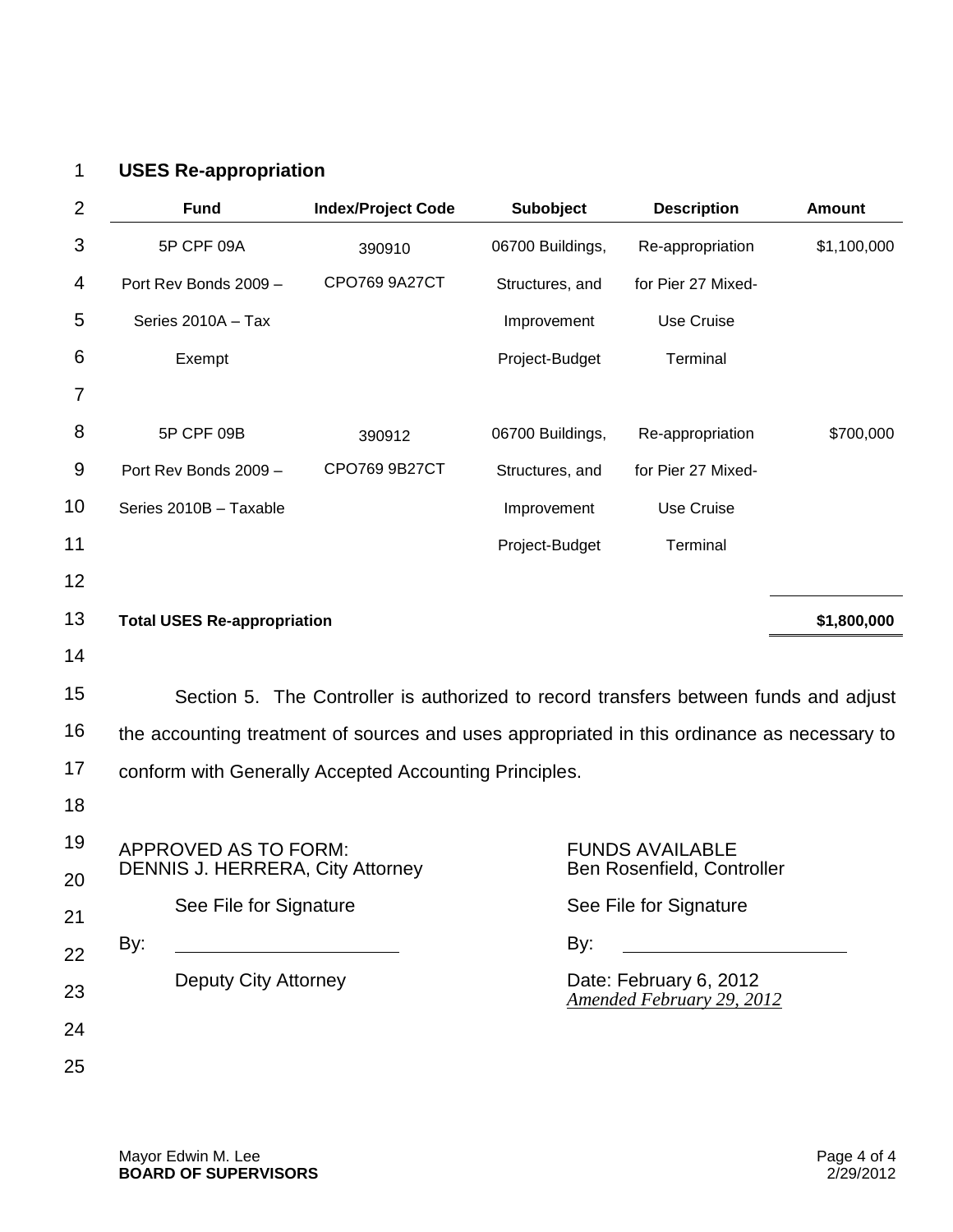**USES Re-appropriation**

| Fund | Index/Project Code | Subobject | Description | Amount |
|---|---|---|---|---|
| 5P CPF 09A Port Rev Bonds 2009 – Series 2010A – Tax Exempt | 390910 CPO769 9A27CT | 06700 Buildings, Structures, and Improvement Project-Budget | Re-appropriation for Pier 27 Mixed-Use Cruise Terminal | $1,100,000 |
| 5P CPF 09B Port Rev Bonds 2009 – Series 2010B – Taxable | 390912 CPO769 9B27CT | 06700 Buildings, Structures, and Improvement Project-Budget | Re-appropriation for Pier 27 Mixed-Use Cruise Terminal | $700,000 |
| **Total USES Re-appropriation** | | | | **$1,800,000** |

Section 5. The Controller is authorized to record transfers between funds and adjust the accounting treatment of sources and uses appropriated in this ordinance as necessary to conform with Generally Accepted Accounting Principles.

APPROVED AS TO FORM:
DENNIS J. HERRERA, City Attorney

See File for Signature

By: ______________________

Deputy City Attorney

FUNDS AVAILABLE
Ben Rosenfield, Controller

See File for Signature

By: ______________________

Date: February 6, 2012
*Amended February 29, 2012*

Mayor Edwin M. Lee
**BOARD OF SUPERVISORS**